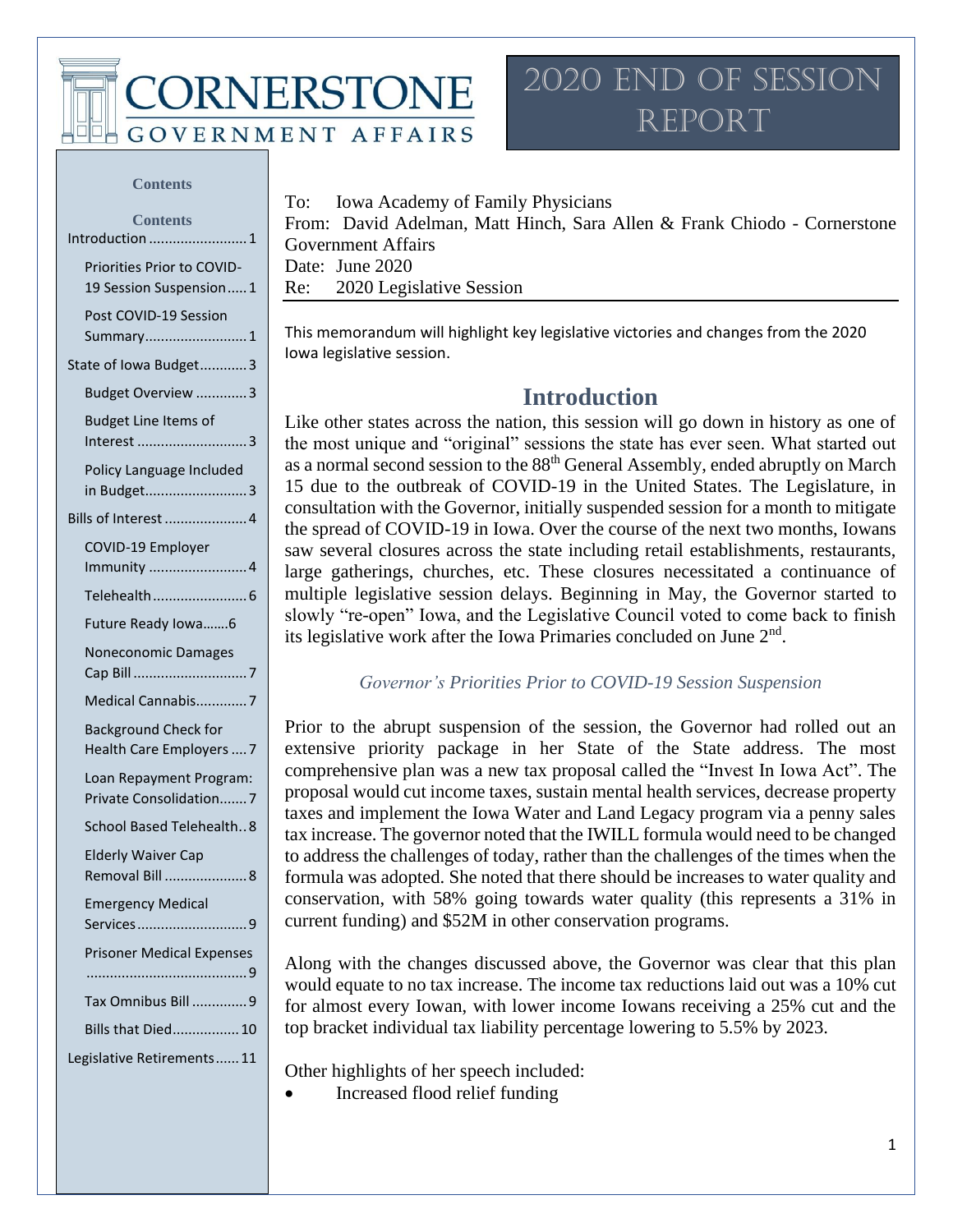# 2020 End of Session Report

**CORNERSTONE GOVERNMENT AFFAIRS**

**Contents**

**Contents**

- Introduction ........................ 1
  - Priorities Prior to COVID-19 Session Suspension ..... 1
  - Post COVID-19 Session Summary ........................ 1
- State of Iowa Budget ............ 3
  - Budget Overview ............ 3
  - Budget Line Items of Interest ........................ 3
  - Policy Language Included in Budget ........................ 3
- Bills of Interest .................... 4
  - COVID-19 Employer Immunity ........................ 4
  - Telehealth ........................ 6
  - Future Ready Iowa ....... 6
  - Noneconomic Damages Cap Bill ........................ 7
  - Medical Cannabis ............ 7
  - Background Check for Health Care Employers .... 7
  - Loan Repayment Program: Private Consolidation ....... 7
  - School Based Telehealth .. 8
  - Elderly Waiver Cap Removal Bill .................... 8
  - Emergency Medical Services ........................ 9
  - Prisoner Medical Expenses ........................ 9
  - Tax Omnibus Bill ............. 9
  - Bills that Died ................. 10
- Legislative Retirements ...... 11

To: Iowa Academy of Family Physicians
From: David Adelman, Matt Hinch, Sara Allen & Frank Chiodo - Cornerstone Government Affairs
Date: June 2020
Re: 2020 Legislative Session

This memorandum will highlight key legislative victories and changes from the 2020 Iowa legislative session.

## Introduction

Like other states across the nation, this session will go down in history as one of the most unique and "original" sessions the state has ever seen. What started out as a normal second session to the 88th General Assembly, ended abruptly on March 15 due to the outbreak of COVID-19 in the United States. The Legislature, in consultation with the Governor, initially suspended session for a month to mitigate the spread of COVID-19 in Iowa. Over the course of the next two months, Iowans saw several closures across the state including retail establishments, restaurants, large gatherings, churches, etc. These closures necessitated a continuance of multiple legislative session delays. Beginning in May, the Governor started to slowly "re-open" Iowa, and the Legislative Council voted to come back to finish its legislative work after the Iowa Primaries concluded on June 2nd.

### *Governor's Priorities Prior to COVID-19 Session Suspension*

Prior to the abrupt suspension of the session, the Governor had rolled out an extensive priority package in her State of the State address. The most comprehensive plan was a new tax proposal called the "Invest In Iowa Act". The proposal would cut income taxes, sustain mental health services, decrease property taxes and implement the Iowa Water and Land Legacy program via a penny sales tax increase. The governor noted that the IWILL formula would need to be changed to address the challenges of today, rather than the challenges of the times when the formula was adopted. She noted that there should be increases to water quality and conservation, with 58% going towards water quality (this represents a 31% in current funding) and $52M in other conservation programs.

Along with the changes discussed above, the Governor was clear that this plan would equate to no tax increase. The income tax reductions laid out was a 10% cut for almost every Iowan, with lower income Iowans receiving a 25% cut and the top bracket individual tax liability percentage lowering to 5.5% by 2023.

Other highlights of her speech included:

- Increased flood relief funding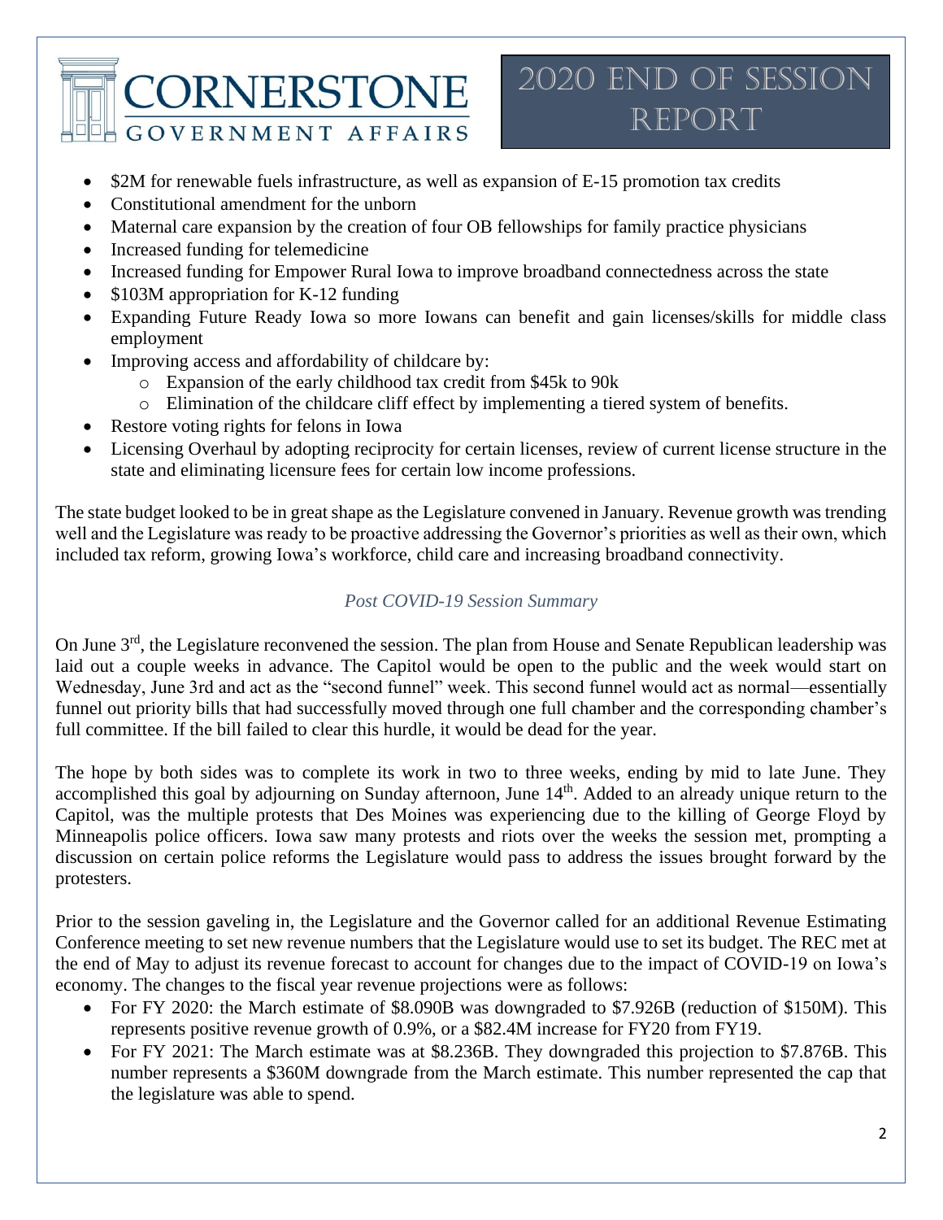- $2M for renewable fuels infrastructure, as well as expansion of E-15 promotion tax credits
- Constitutional amendment for the unborn
- Maternal care expansion by the creation of four OB fellowships for family practice physicians
- Increased funding for telemedicine
- Increased funding for Empower Rural Iowa to improve broadband connectedness across the state
- $103M appropriation for K-12 funding
- Expanding Future Ready Iowa so more Iowans can benefit and gain licenses/skills for middle class employment
- Improving access and affordability of childcare by:
  - Expansion of the early childhood tax credit from $45k to 90k
  - Elimination of the childcare cliff effect by implementing a tiered system of benefits.
- Restore voting rights for felons in Iowa
- Licensing Overhaul by adopting reciprocity for certain licenses, review of current license structure in the state and eliminating licensure fees for certain low income professions.

The state budget looked to be in great shape as the Legislature convened in January. Revenue growth was trending well and the Legislature was ready to be proactive addressing the Governor's priorities as well as their own, which included tax reform, growing Iowa's workforce, child care and increasing broadband connectivity.

### *Post COVID-19 Session Summary*

On June 3rd, the Legislature reconvened the session. The plan from House and Senate Republican leadership was laid out a couple weeks in advance. The Capitol would be open to the public and the week would start on Wednesday, June 3rd and act as the "second funnel" week. This second funnel would act as normal—essentially funnel out priority bills that had successfully moved through one full chamber and the corresponding chamber's full committee. If the bill failed to clear this hurdle, it would be dead for the year.

The hope by both sides was to complete its work in two to three weeks, ending by mid to late June. They accomplished this goal by adjourning on Sunday afternoon, June 14th. Added to an already unique return to the Capitol, was the multiple protests that Des Moines was experiencing due to the killing of George Floyd by Minneapolis police officers. Iowa saw many protests and riots over the weeks the session met, prompting a discussion on certain police reforms the Legislature would pass to address the issues brought forward by the protesters.

Prior to the session gaveling in, the Legislature and the Governor called for an additional Revenue Estimating Conference meeting to set new revenue numbers that the Legislature would use to set its budget. The REC met at the end of May to adjust its revenue forecast to account for changes due to the impact of COVID-19 on Iowa's economy. The changes to the fiscal year revenue projections were as follows:

- For FY 2020: the March estimate of $8.090B was downgraded to $7.926B (reduction of $150M). This represents positive revenue growth of 0.9%, or a $82.4M increase for FY20 from FY19.
- For FY 2021: The March estimate was at $8.236B. They downgraded this projection to $7.876B. This number represents a $360M downgrade from the March estimate. This number represented the cap that the legislature was able to spend.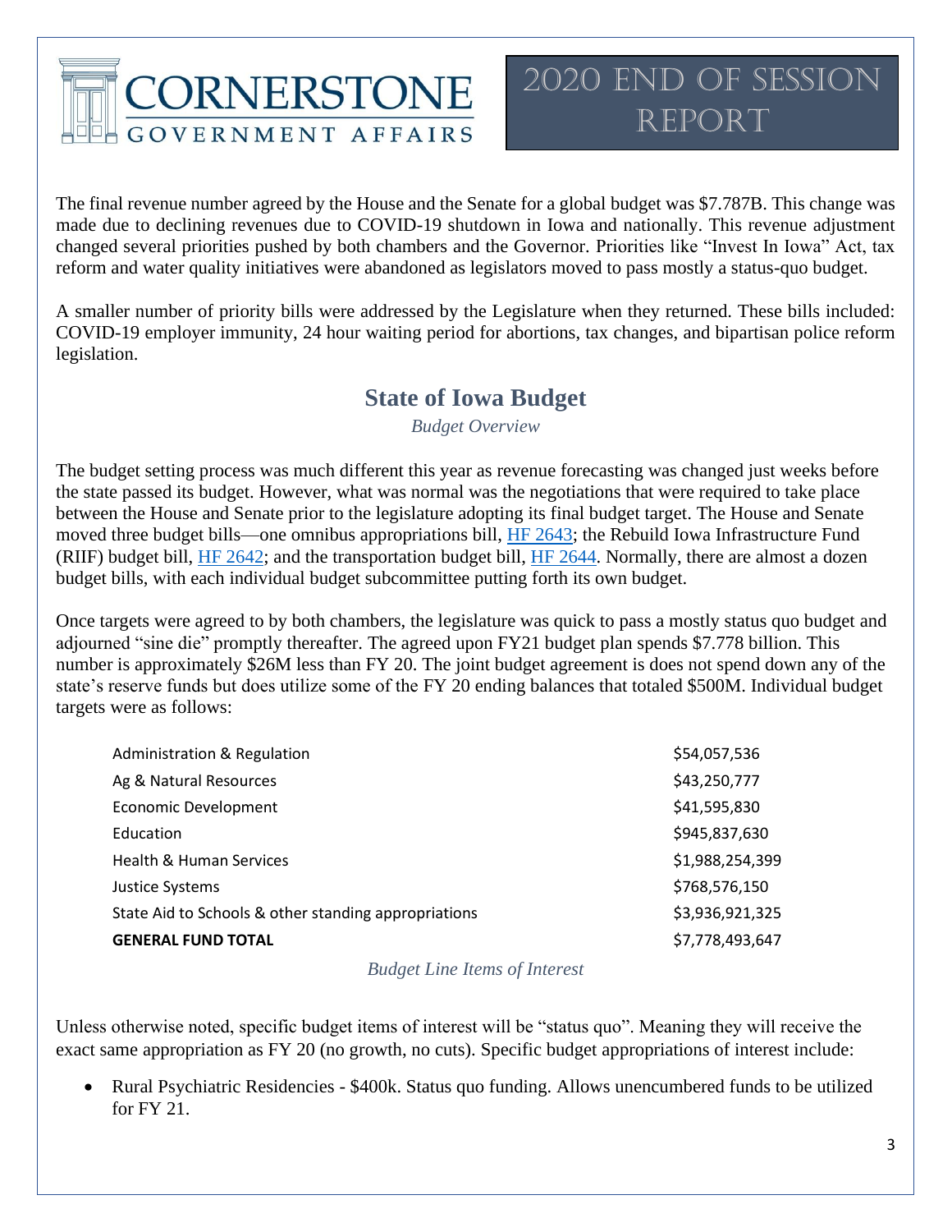The final revenue number agreed by the House and the Senate for a global budget was $7.787B. This change was made due to declining revenues due to COVID-19 shutdown in Iowa and nationally. This revenue adjustment changed several priorities pushed by both chambers and the Governor. Priorities like "Invest In Iowa" Act, tax reform and water quality initiatives were abandoned as legislators moved to pass mostly a status-quo budget.

A smaller number of priority bills were addressed by the Legislature when they returned. These bills included: COVID-19 employer immunity, 24 hour waiting period for abortions, tax changes, and bipartisan police reform legislation.

## State of Iowa Budget

*Budget Overview*

The budget setting process was much different this year as revenue forecasting was changed just weeks before the state passed its budget. However, what was normal was the negotiations that were required to take place between the House and Senate prior to the legislature adopting its final budget target. The House and Senate moved three budget bills—one omnibus appropriations bill, HF 2643; the Rebuild Iowa Infrastructure Fund (RIIF) budget bill, HF 2642; and the transportation budget bill, HF 2644. Normally, there are almost a dozen budget bills, with each individual budget subcommittee putting forth its own budget.

Once targets were agreed to by both chambers, the legislature was quick to pass a mostly status quo budget and adjourned "sine die" promptly thereafter. The agreed upon FY21 budget plan spends $7.778 billion. This number is approximately $26M less than FY 20. The joint budget agreement is does not spend down any of the state's reserve funds but does utilize some of the FY 20 ending balances that totaled $500M. Individual budget targets were as follows:

| | |
|---|---|
| Administration & Regulation | $54,057,536 |
| Ag & Natural Resources | $43,250,777 |
| Economic Development | $41,595,830 |
| Education | $945,837,630 |
| Health & Human Services | $1,988,254,399 |
| Justice Systems | $768,576,150 |
| State Aid to Schools & other standing appropriations | $3,936,921,325 |
| **GENERAL FUND TOTAL** | $7,778,493,647 |

*Budget Line Items of Interest*

Unless otherwise noted, specific budget items of interest will be "status quo". Meaning they will receive the exact same appropriation as FY 20 (no growth, no cuts). Specific budget appropriations of interest include:

- Rural Psychiatric Residencies - $400k. Status quo funding. Allows unencumbered funds to be utilized for FY 21.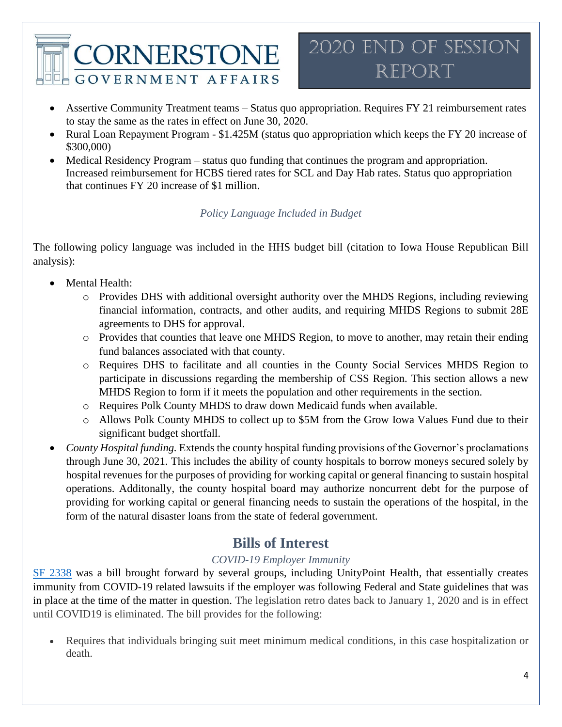- Assertive Community Treatment teams – Status quo appropriation. Requires FY 21 reimbursement rates to stay the same as the rates in effect on June 30, 2020.
- Rural Loan Repayment Program - $1.425M (status quo appropriation which keeps the FY 20 increase of $300,000)
- Medical Residency Program – status quo funding that continues the program and appropriation. Increased reimbursement for HCBS tiered rates for SCL and Day Hab rates. Status quo appropriation that continues FY 20 increase of $1 million.

*Policy Language Included in Budget*

The following policy language was included in the HHS budget bill (citation to Iowa House Republican Bill analysis):

- Mental Health:
    - Provides DHS with additional oversight authority over the MHDS Regions, including reviewing financial information, contracts, and other audits, and requiring MHDS Regions to submit 28E agreements to DHS for approval.
    - Provides that counties that leave one MHDS Region, to move to another, may retain their ending fund balances associated with that county.
    - Requires DHS to facilitate and all counties in the County Social Services MHDS Region to participate in discussions regarding the membership of CSS Region. This section allows a new MHDS Region to form if it meets the population and other requirements in the section.
    - Requires Polk County MHDS to draw down Medicaid funds when available.
    - Allows Polk County MHDS to collect up to $5M from the Grow Iowa Values Fund due to their significant budget shortfall.
- *County Hospital funding.* Extends the county hospital funding provisions of the Governor's proclamations through June 30, 2021. This includes the ability of county hospitals to borrow moneys secured solely by hospital revenues for the purposes of providing for working capital or general financing to sustain hospital operations. Additonally, the county hospital board may authorize noncurrent debt for the purpose of providing for working capital or general financing needs to sustain the operations of the hospital, in the form of the natural disaster loans from the state of federal government.

## Bills of Interest

*COVID-19 Employer Immunity*

SF 2338 was a bill brought forward by several groups, including UnityPoint Health, that essentially creates immunity from COVID-19 related lawsuits if the employer was following Federal and State guidelines that was in place at the time of the matter in question. The legislation retro dates back to January 1, 2020 and is in effect until COVID19 is eliminated. The bill provides for the following:

- Requires that individuals bringing suit meet minimum medical conditions, in this case hospitalization or death.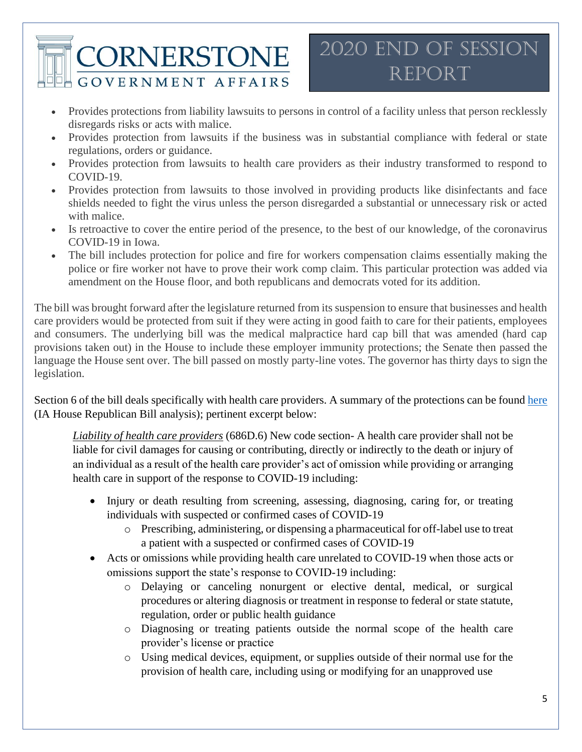- Provides protections from liability lawsuits to persons in control of a facility unless that person recklessly disregards risks or acts with malice.
- Provides protection from lawsuits if the business was in substantial compliance with federal or state regulations, orders or guidance.
- Provides protection from lawsuits to health care providers as their industry transformed to respond to COVID-19.
- Provides protection from lawsuits to those involved in providing products like disinfectants and face shields needed to fight the virus unless the person disregarded a substantial or unnecessary risk or acted with malice.
- Is retroactive to cover the entire period of the presence, to the best of our knowledge, of the coronavirus COVID-19 in Iowa.
- The bill includes protection for police and fire for workers compensation claims essentially making the police or fire worker not have to prove their work comp claim. This particular protection was added via amendment on the House floor, and both republicans and democrats voted for its addition.

The bill was brought forward after the legislature returned from its suspension to ensure that businesses and health care providers would be protected from suit if they were acting in good faith to care for their patients, employees and consumers. The underlying bill was the medical malpractice hard cap bill that was amended (hard cap provisions taken out) in the House to include these employer immunity protections; the Senate then passed the language the House sent over. The bill passed on mostly party-line votes. The governor has thirty days to sign the legislation.

Section 6 of the bill deals specifically with health care providers. A summary of the protections can be found here (IA House Republican Bill analysis); pertinent excerpt below:

> *Liability of health care providers* (686D.6) New code section- A health care provider shall not be liable for civil damages for causing or contributing, directly or indirectly to the death or injury of an individual as a result of the health care provider's act of omission while providing or arranging health care in support of the response to COVID-19 including:
>
> - Injury or death resulting from screening, assessing, diagnosing, caring for, or treating individuals with suspected or confirmed cases of COVID-19
>     - Prescribing, administering, or dispensing a pharmaceutical for off-label use to treat a patient with a suspected or confirmed cases of COVID-19
> - Acts or omissions while providing health care unrelated to COVID-19 when those acts or omissions support the state's response to COVID-19 including:
>     - Delaying or canceling nonurgent or elective dental, medical, or surgical procedures or altering diagnosis or treatment in response to federal or state statute, regulation, order or public health guidance
>     - Diagnosing or treating patients outside the normal scope of the health care provider's license or practice
>     - Using medical devices, equipment, or supplies outside of their normal use for the provision of health care, including using or modifying for an unapproved use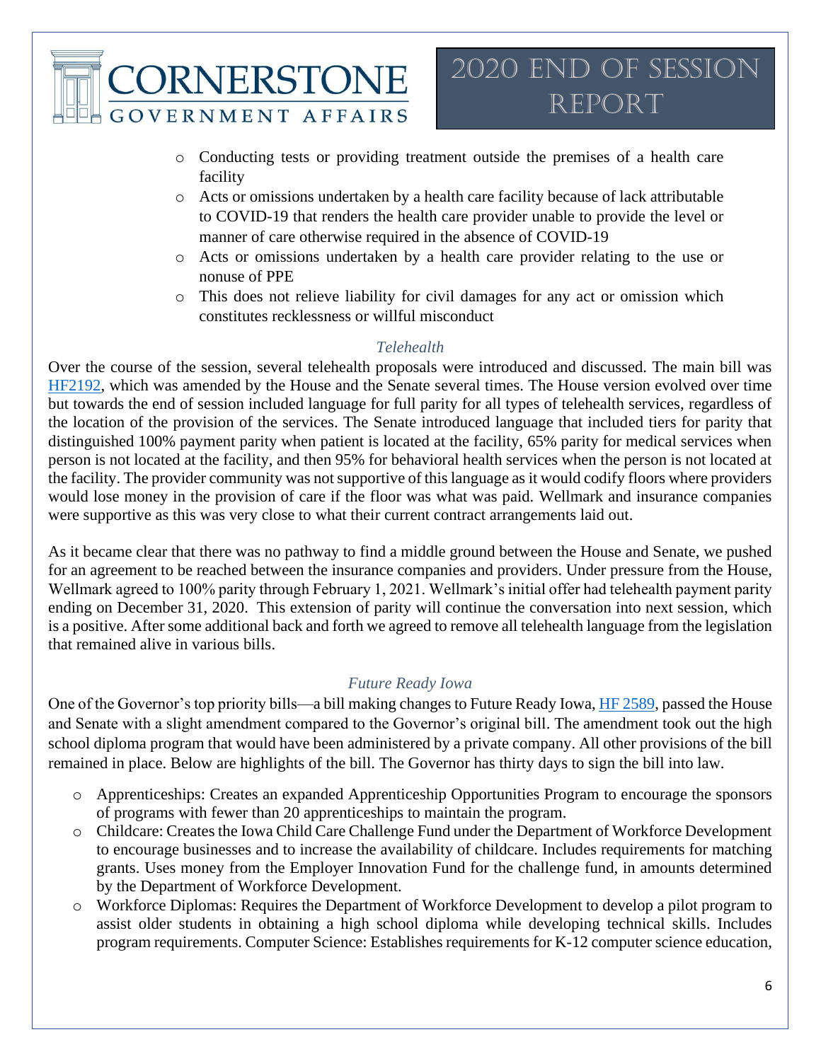- Conducting tests or providing treatment outside the premises of a health care facility
- Acts or omissions undertaken by a health care facility because of lack attributable to COVID-19 that renders the health care provider unable to provide the level or manner of care otherwise required in the absence of COVID-19
- Acts or omissions undertaken by a health care provider relating to the use or nonuse of PPE
- This does not relieve liability for civil damages for any act or omission which constitutes recklessness or willful misconduct

### *Telehealth*

Over the course of the session, several telehealth proposals were introduced and discussed. The main bill was [HF2192](), which was amended by the House and the Senate several times. The House version evolved over time but towards the end of session included language for full parity for all types of telehealth services, regardless of the location of the provision of the services. The Senate introduced language that included tiers for parity that distinguished 100% payment parity when patient is located at the facility, 65% parity for medical services when person is not located at the facility, and then 95% for behavioral health services when the person is not located at the facility. The provider community was not supportive of this language as it would codify floors where providers would lose money in the provision of care if the floor was what was paid. Wellmark and insurance companies were supportive as this was very close to what their current contract arrangements laid out.

As it became clear that there was no pathway to find a middle ground between the House and Senate, we pushed for an agreement to be reached between the insurance companies and providers. Under pressure from the House, Wellmark agreed to 100% parity through February 1, 2021. Wellmark's initial offer had telehealth payment parity ending on December 31, 2020. This extension of parity will continue the conversation into next session, which is a positive. After some additional back and forth we agreed to remove all telehealth language from the legislation that remained alive in various bills.

### *Future Ready Iowa*

One of the Governor's top priority bills—a bill making changes to Future Ready Iowa, [HF 2589](), passed the House and Senate with a slight amendment compared to the Governor's original bill. The amendment took out the high school diploma program that would have been administered by a private company. All other provisions of the bill remained in place. Below are highlights of the bill. The Governor has thirty days to sign the bill into law.

- Apprenticeships: Creates an expanded Apprenticeship Opportunities Program to encourage the sponsors of programs with fewer than 20 apprenticeships to maintain the program.
- Childcare: Creates the Iowa Child Care Challenge Fund under the Department of Workforce Development to encourage businesses and to increase the availability of childcare. Includes requirements for matching grants. Uses money from the Employer Innovation Fund for the challenge fund, in amounts determined by the Department of Workforce Development.
- Workforce Diplomas: Requires the Department of Workforce Development to develop a pilot program to assist older students in obtaining a high school diploma while developing technical skills. Includes program requirements. Computer Science: Establishes requirements for K-12 computer science education,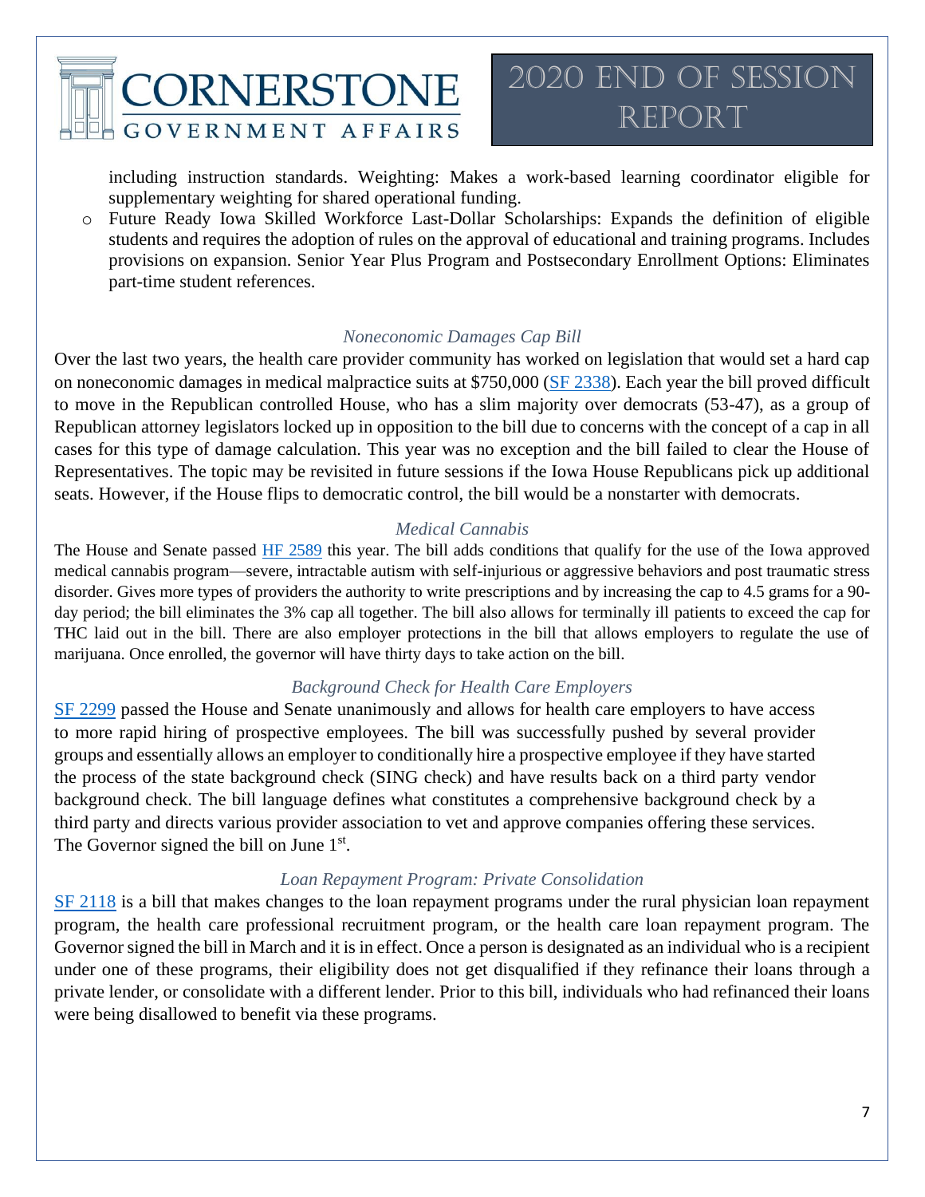including instruction standards. Weighting: Makes a work-based learning coordinator eligible for supplementary weighting for shared operational funding.

- Future Ready Iowa Skilled Workforce Last-Dollar Scholarships: Expands the definition of eligible students and requires the adoption of rules on the approval of educational and training programs. Includes provisions on expansion. Senior Year Plus Program and Postsecondary Enrollment Options: Eliminates part-time student references.

### *Noneconomic Damages Cap Bill*

Over the last two years, the health care provider community has worked on legislation that would set a hard cap on noneconomic damages in medical malpractice suits at $750,000 (SF 2338). Each year the bill proved difficult to move in the Republican controlled House, who has a slim majority over democrats (53-47), as a group of Republican attorney legislators locked up in opposition to the bill due to concerns with the concept of a cap in all cases for this type of damage calculation. This year was no exception and the bill failed to clear the House of Representatives. The topic may be revisited in future sessions if the Iowa House Republicans pick up additional seats. However, if the House flips to democratic control, the bill would be a nonstarter with democrats.

### *Medical Cannabis*

The House and Senate passed HF 2589 this year. The bill adds conditions that qualify for the use of the Iowa approved medical cannabis program—severe, intractable autism with self-injurious or aggressive behaviors and post traumatic stress disorder. Gives more types of providers the authority to write prescriptions and by increasing the cap to 4.5 grams for a 90-day period; the bill eliminates the 3% cap all together. The bill also allows for terminally ill patients to exceed the cap for THC laid out in the bill. There are also employer protections in the bill that allows employers to regulate the use of marijuana. Once enrolled, the governor will have thirty days to take action on the bill.

### *Background Check for Health Care Employers*

SF 2299 passed the House and Senate unanimously and allows for health care employers to have access to more rapid hiring of prospective employees. The bill was successfully pushed by several provider groups and essentially allows an employer to conditionally hire a prospective employee if they have started the process of the state background check (SING check) and have results back on a third party vendor background check. The bill language defines what constitutes a comprehensive background check by a third party and directs various provider association to vet and approve companies offering these services. The Governor signed the bill on June 1st.

### *Loan Repayment Program: Private Consolidation*

SF 2118 is a bill that makes changes to the loan repayment programs under the rural physician loan repayment program, the health care professional recruitment program, or the health care loan repayment program. The Governor signed the bill in March and it is in effect. Once a person is designated as an individual who is a recipient under one of these programs, their eligibility does not get disqualified if they refinance their loans through a private lender, or consolidate with a different lender. Prior to this bill, individuals who had refinanced their loans were being disallowed to benefit via these programs.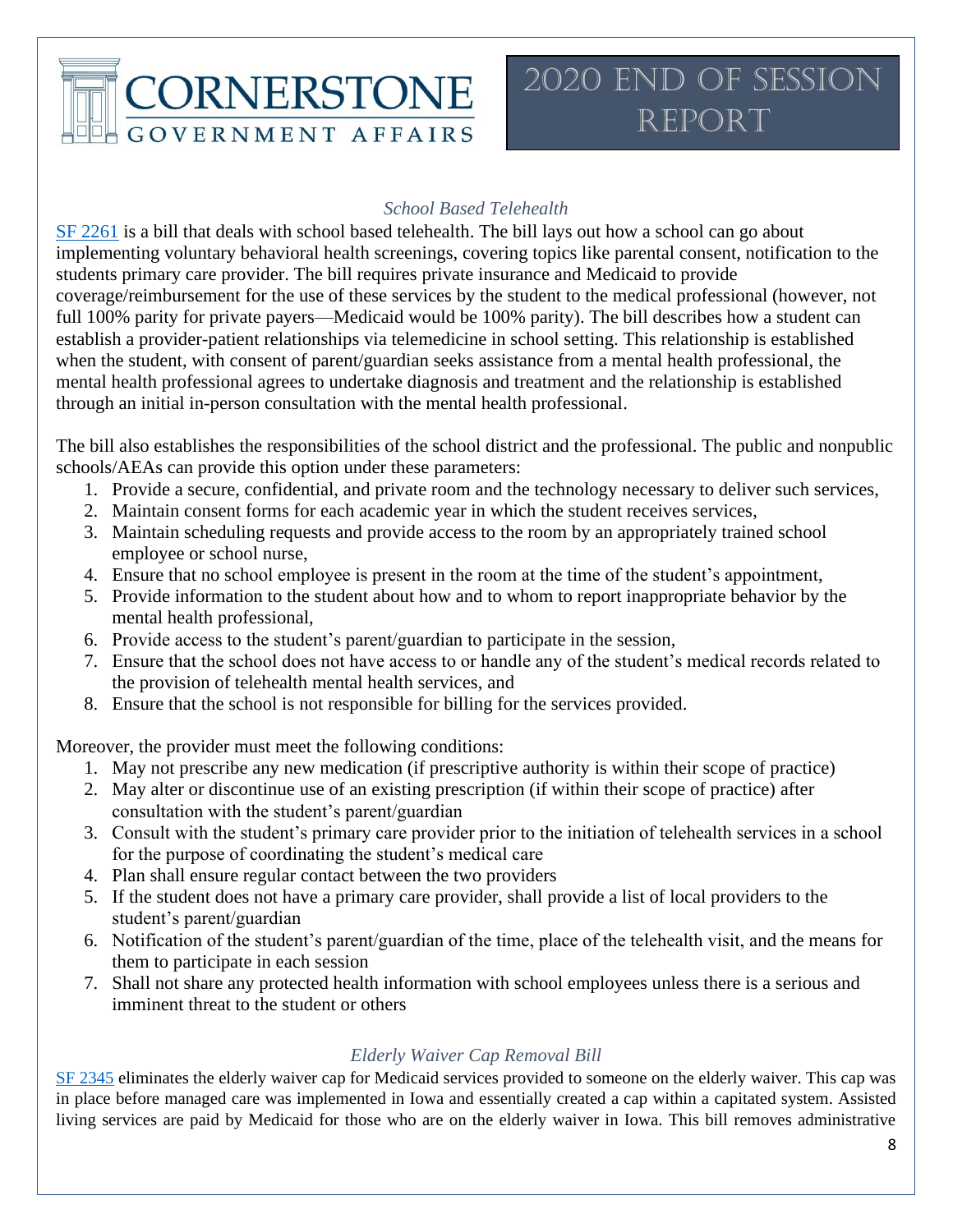### *School Based Telehealth*

SF 2261 is a bill that deals with school based telehealth. The bill lays out how a school can go about implementing voluntary behavioral health screenings, covering topics like parental consent, notification to the students primary care provider. The bill requires private insurance and Medicaid to provide coverage/reimbursement for the use of these services by the student to the medical professional (however, not full 100% parity for private payers—Medicaid would be 100% parity). The bill describes how a student can establish a provider-patient relationships via telemedicine in school setting. This relationship is established when the student, with consent of parent/guardian seeks assistance from a mental health professional, the mental health professional agrees to undertake diagnosis and treatment and the relationship is established through an initial in-person consultation with the mental health professional.

The bill also establishes the responsibilities of the school district and the professional. The public and nonpublic schools/AEAs can provide this option under these parameters:

1. Provide a secure, confidential, and private room and the technology necessary to deliver such services,
2. Maintain consent forms for each academic year in which the student receives services,
3. Maintain scheduling requests and provide access to the room by an appropriately trained school employee or school nurse,
4. Ensure that no school employee is present in the room at the time of the student's appointment,
5. Provide information to the student about how and to whom to report inappropriate behavior by the mental health professional,
6. Provide access to the student's parent/guardian to participate in the session,
7. Ensure that the school does not have access to or handle any of the student's medical records related to the provision of telehealth mental health services, and
8. Ensure that the school is not responsible for billing for the services provided.

Moreover, the provider must meet the following conditions:

1. May not prescribe any new medication (if prescriptive authority is within their scope of practice)
2. May alter or discontinue use of an existing prescription (if within their scope of practice) after consultation with the student's parent/guardian
3. Consult with the student's primary care provider prior to the initiation of telehealth services in a school for the purpose of coordinating the student's medical care
4. Plan shall ensure regular contact between the two providers
5. If the student does not have a primary care provider, shall provide a list of local providers to the student's parent/guardian
6. Notification of the student's parent/guardian of the time, place of the telehealth visit, and the means for them to participate in each session
7. Shall not share any protected health information with school employees unless there is a serious and imminent threat to the student or others

### *Elderly Waiver Cap Removal Bill*

SF 2345 eliminates the elderly waiver cap for Medicaid services provided to someone on the elderly waiver. This cap was in place before managed care was implemented in Iowa and essentially created a cap within a capitated system. Assisted living services are paid by Medicaid for those who are on the elderly waiver in Iowa. This bill removes administrative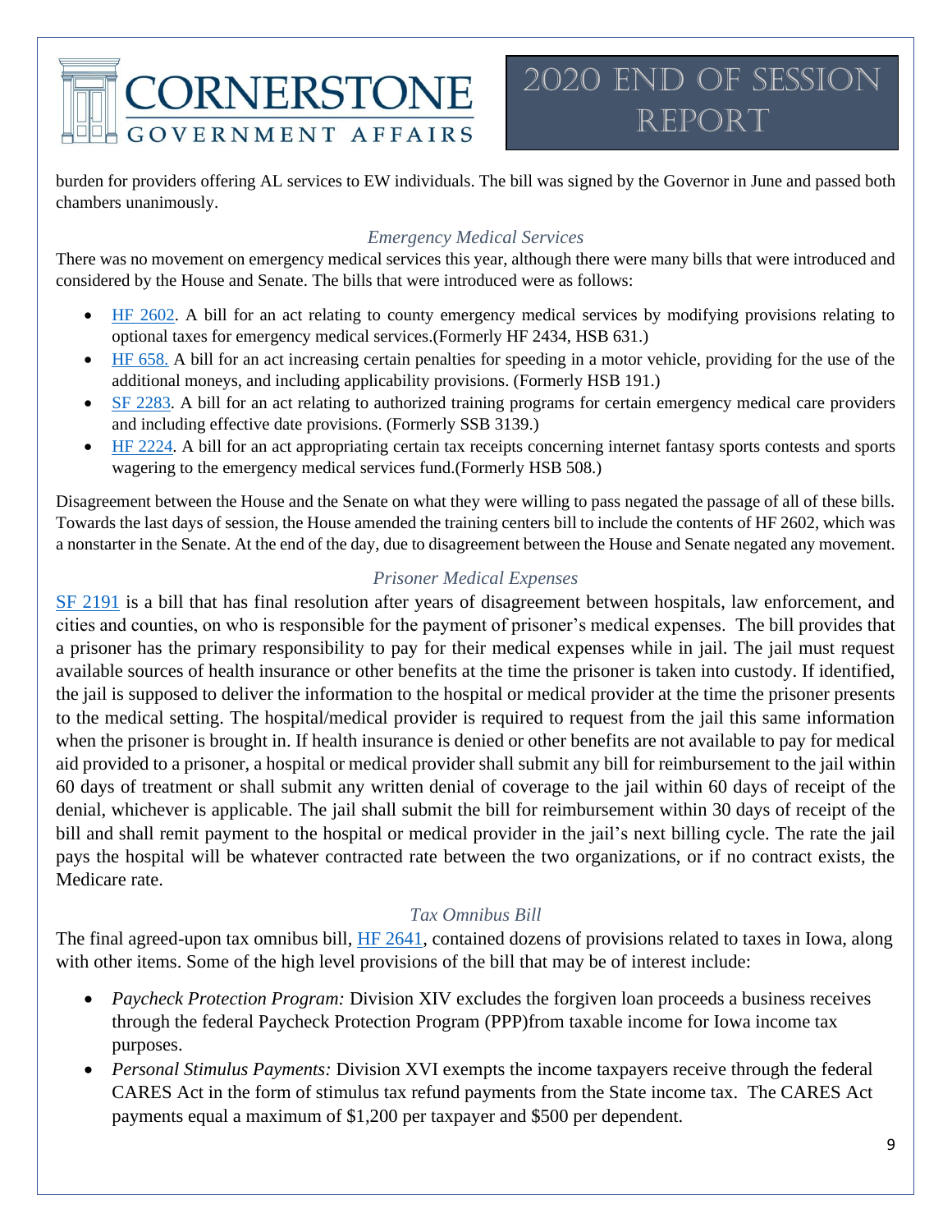burden for providers offering AL services to EW individuals. The bill was signed by the Governor in June and passed both chambers unanimously.

### *Emergency Medical Services*

There was no movement on emergency medical services this year, although there were many bills that were introduced and considered by the House and Senate. The bills that were introduced were as follows:

- HF 2602. A bill for an act relating to county emergency medical services by modifying provisions relating to optional taxes for emergency medical services.(Formerly HF 2434, HSB 631.)
- HF 658. A bill for an act increasing certain penalties for speeding in a motor vehicle, providing for the use of the additional moneys, and including applicability provisions. (Formerly HSB 191.)
- SF 2283. A bill for an act relating to authorized training programs for certain emergency medical care providers and including effective date provisions. (Formerly SSB 3139.)
- HF 2224. A bill for an act appropriating certain tax receipts concerning internet fantasy sports contests and sports wagering to the emergency medical services fund.(Formerly HSB 508.)

Disagreement between the House and the Senate on what they were willing to pass negated the passage of all of these bills. Towards the last days of session, the House amended the training centers bill to include the contents of HF 2602, which was a nonstarter in the Senate. At the end of the day, due to disagreement between the House and Senate negated any movement.

### *Prisoner Medical Expenses*

SF 2191 is a bill that has final resolution after years of disagreement between hospitals, law enforcement, and cities and counties, on who is responsible for the payment of prisoner's medical expenses. The bill provides that a prisoner has the primary responsibility to pay for their medical expenses while in jail. The jail must request available sources of health insurance or other benefits at the time the prisoner is taken into custody. If identified, the jail is supposed to deliver the information to the hospital or medical provider at the time the prisoner presents to the medical setting. The hospital/medical provider is required to request from the jail this same information when the prisoner is brought in. If health insurance is denied or other benefits are not available to pay for medical aid provided to a prisoner, a hospital or medical provider shall submit any bill for reimbursement to the jail within 60 days of treatment or shall submit any written denial of coverage to the jail within 60 days of receipt of the denial, whichever is applicable. The jail shall submit the bill for reimbursement within 30 days of receipt of the bill and shall remit payment to the hospital or medical provider in the jail's next billing cycle. The rate the jail pays the hospital will be whatever contracted rate between the two organizations, or if no contract exists, the Medicare rate.

### *Tax Omnibus Bill*

The final agreed-upon tax omnibus bill, HF 2641, contained dozens of provisions related to taxes in Iowa, along with other items. Some of the high level provisions of the bill that may be of interest include:

- *Paycheck Protection Program:* Division XIV excludes the forgiven loan proceeds a business receives through the federal Paycheck Protection Program (PPP)from taxable income for Iowa income tax purposes.
- *Personal Stimulus Payments:* Division XVI exempts the income taxpayers receive through the federal CARES Act in the form of stimulus tax refund payments from the State income tax. The CARES Act payments equal a maximum of $1,200 per taxpayer and $500 per dependent.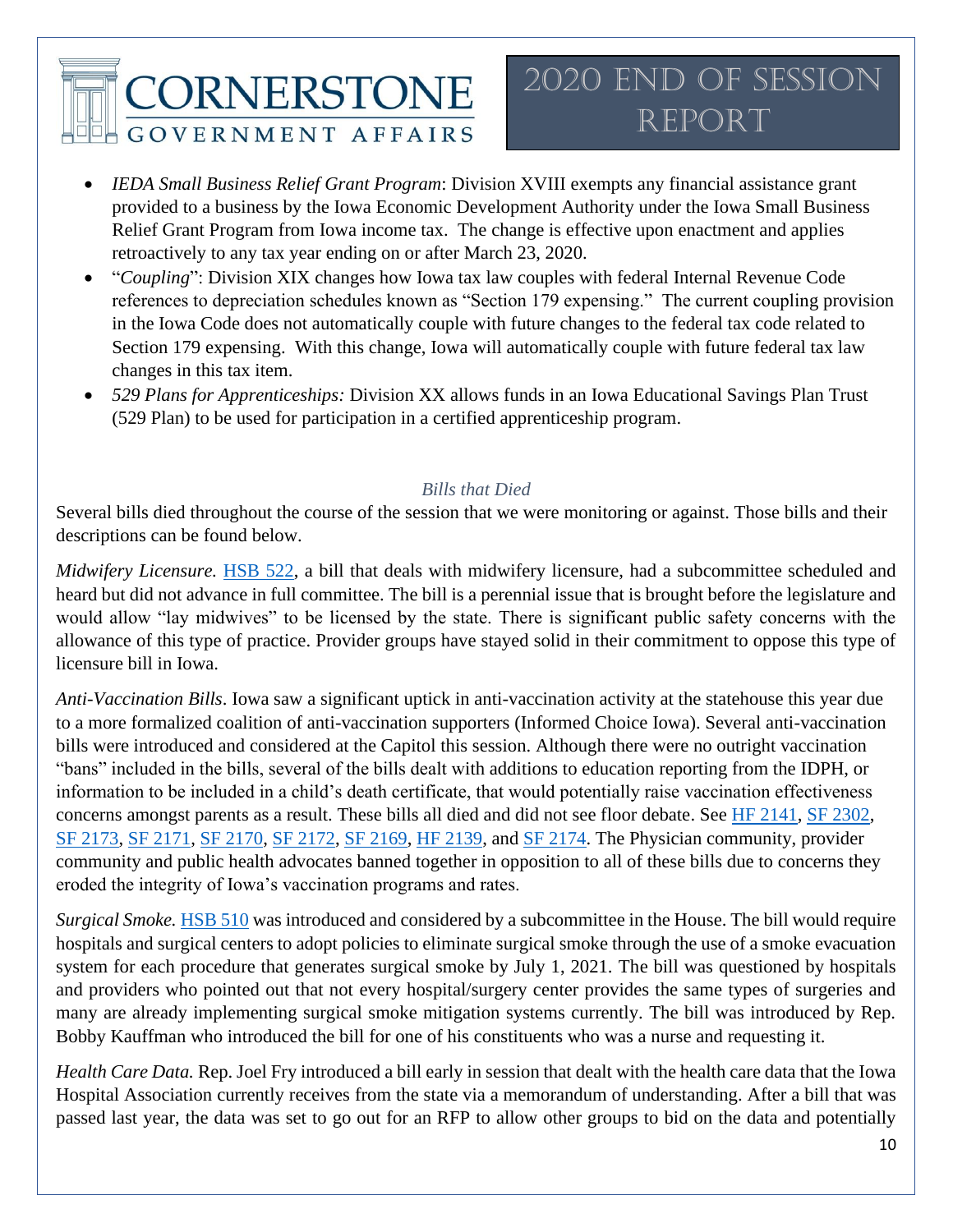- *IEDA Small Business Relief Grant Program*: Division XVIII exempts any financial assistance grant provided to a business by the Iowa Economic Development Authority under the Iowa Small Business Relief Grant Program from Iowa income tax. The change is effective upon enactment and applies retroactively to any tax year ending on or after March 23, 2020.
- "*Coupling*": Division XIX changes how Iowa tax law couples with federal Internal Revenue Code references to depreciation schedules known as "Section 179 expensing." The current coupling provision in the Iowa Code does not automatically couple with future changes to the federal tax code related to Section 179 expensing. With this change, Iowa will automatically couple with future federal tax law changes in this tax item.
- *529 Plans for Apprenticeships:* Division XX allows funds in an Iowa Educational Savings Plan Trust (529 Plan) to be used for participation in a certified apprenticeship program.

### *Bills that Died*

Several bills died throughout the course of the session that we were monitoring or against. Those bills and their descriptions can be found below.

*Midwifery Licensure.* HSB 522, a bill that deals with midwifery licensure, had a subcommittee scheduled and heard but did not advance in full committee. The bill is a perennial issue that is brought before the legislature and would allow "lay midwives" to be licensed by the state. There is significant public safety concerns with the allowance of this type of practice. Provider groups have stayed solid in their commitment to oppose this type of licensure bill in Iowa.

*Anti-Vaccination Bills*. Iowa saw a significant uptick in anti-vaccination activity at the statehouse this year due to a more formalized coalition of anti-vaccination supporters (Informed Choice Iowa). Several anti-vaccination bills were introduced and considered at the Capitol this session. Although there were no outright vaccination "bans" included in the bills, several of the bills dealt with additions to education reporting from the IDPH, or information to be included in a child's death certificate, that would potentially raise vaccination effectiveness concerns amongst parents as a result. These bills all died and did not see floor debate. See HF 2141, SF 2302, SF 2173, SF 2171, SF 2170, SF 2172, SF 2169, HF 2139, and SF 2174. The Physician community, provider community and public health advocates banned together in opposition to all of these bills due to concerns they eroded the integrity of Iowa's vaccination programs and rates.

*Surgical Smoke.* HSB 510 was introduced and considered by a subcommittee in the House. The bill would require hospitals and surgical centers to adopt policies to eliminate surgical smoke through the use of a smoke evacuation system for each procedure that generates surgical smoke by July 1, 2021. The bill was questioned by hospitals and providers who pointed out that not every hospital/surgery center provides the same types of surgeries and many are already implementing surgical smoke mitigation systems currently. The bill was introduced by Rep. Bobby Kauffman who introduced the bill for one of his constituents who was a nurse and requesting it.

*Health Care Data.* Rep. Joel Fry introduced a bill early in session that dealt with the health care data that the Iowa Hospital Association currently receives from the state via a memorandum of understanding. After a bill that was passed last year, the data was set to go out for an RFP to allow other groups to bid on the data and potentially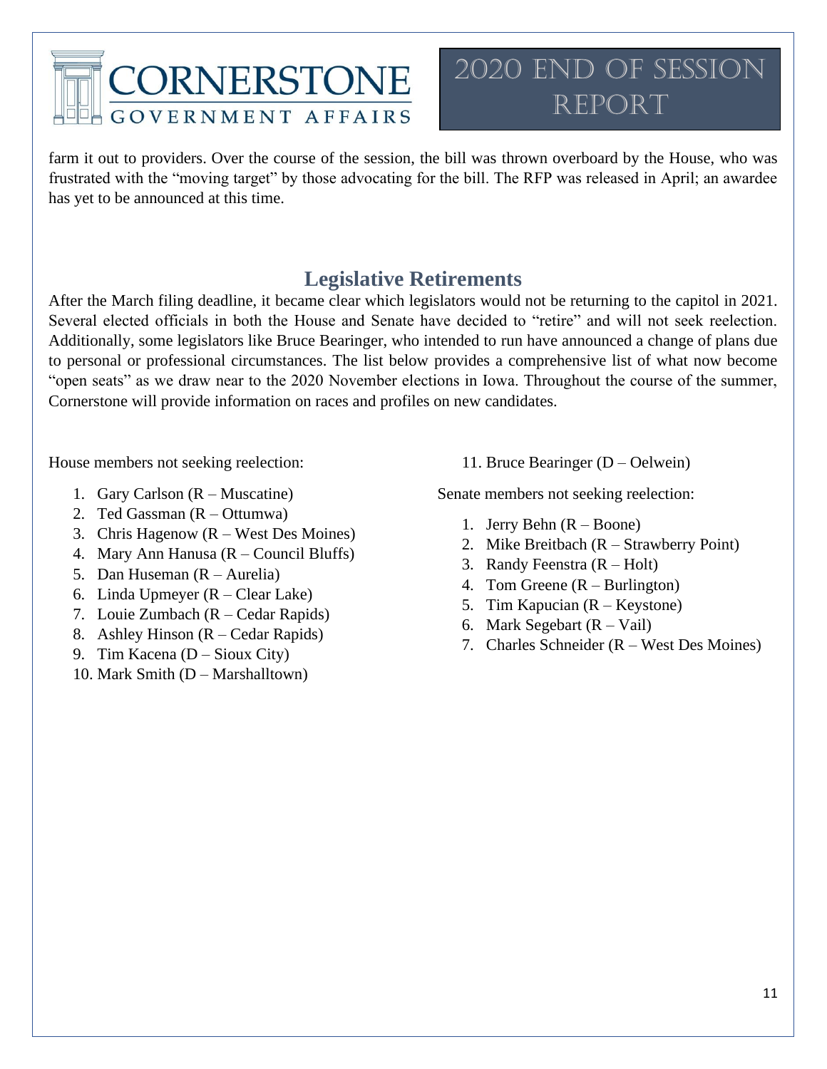farm it out to providers. Over the course of the session, the bill was thrown overboard by the House, who was frustrated with the "moving target" by those advocating for the bill. The RFP was released in April; an awardee has yet to be announced at this time.

## Legislative Retirements

After the March filing deadline, it became clear which legislators would not be returning to the capitol in 2021. Several elected officials in both the House and Senate have decided to "retire" and will not seek reelection. Additionally, some legislators like Bruce Bearinger, who intended to run have announced a change of plans due to personal or professional circumstances. The list below provides a comprehensive list of what now become "open seats" as we draw near to the 2020 November elections in Iowa. Throughout the course of the summer, Cornerstone will provide information on races and profiles on new candidates.

House members not seeking reelection:

1. Gary Carlson (R – Muscatine)
2. Ted Gassman (R – Ottumwa)
3. Chris Hagenow (R – West Des Moines)
4. Mary Ann Hanusa (R – Council Bluffs)
5. Dan Huseman (R – Aurelia)
6. Linda Upmeyer (R – Clear Lake)
7. Louie Zumbach (R – Cedar Rapids)
8. Ashley Hinson (R – Cedar Rapids)
9. Tim Kacena (D – Sioux City)
10. Mark Smith (D – Marshalltown)
11. Bruce Bearinger (D – Oelwein)

Senate members not seeking reelection:

1. Jerry Behn (R – Boone)
2. Mike Breitbach (R – Strawberry Point)
3. Randy Feenstra (R – Holt)
4. Tom Greene (R – Burlington)
5. Tim Kapucian (R – Keystone)
6. Mark Segebart (R – Vail)
7. Charles Schneider (R – West Des Moines)